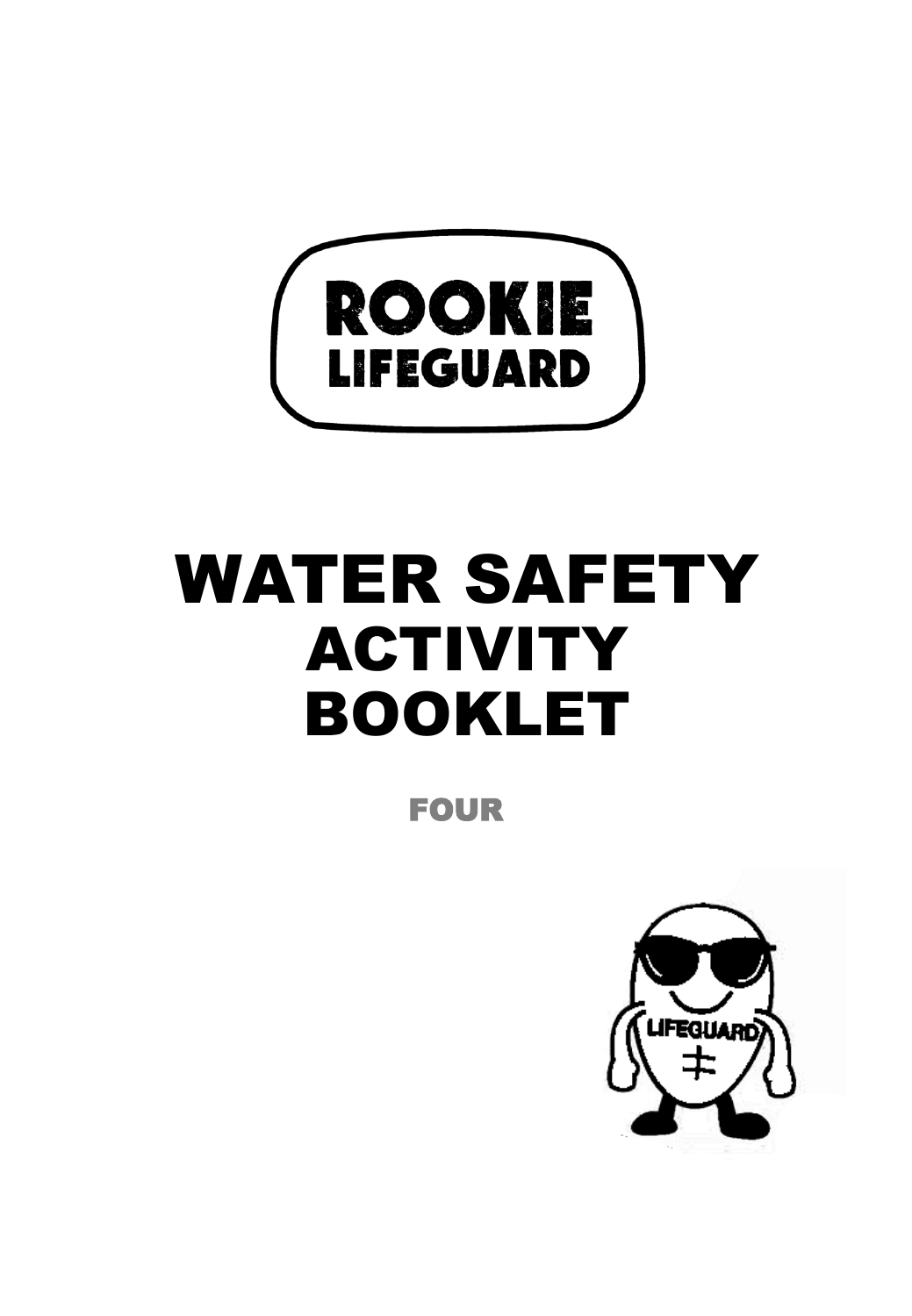ROOKIE LIFEGUARD

# WATER SAFETY ACTIVITY BOOKLET

## FOUR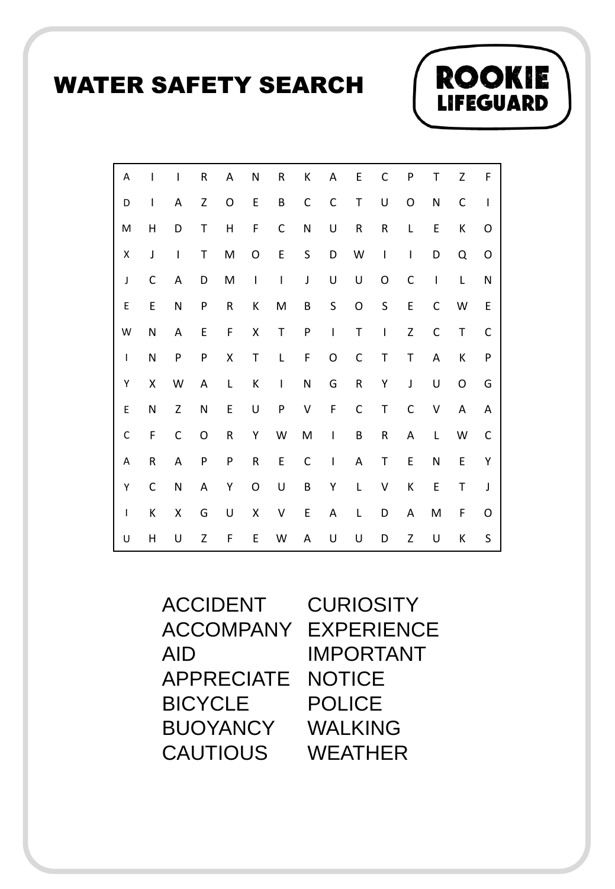# WATER SAFETY SEARCH

ROOKIE LIFEGUARD

| | | | | | | | | | | | | | | |
|---|---|---|---|---|---|---|---|---|---|---|---|---|---|---|
| A | I | I | R | A | N | R | K | A | E | C | P | T | Z | F |
| D | I | A | Z | O | E | B | C | C | T | U | O | N | C | I |
| M | H | D | T | H | F | C | N | U | R | R | L | E | K | O |
| X | J | I | T | M | O | E | S | D | W | I | I | D | Q | O |
| J | C | A | D | M | I | I | J | U | U | O | C | I | L | N |
| E | E | N | P | R | K | M | B | S | O | S | E | C | W | E |
| W | N | A | E | F | X | T | P | I | T | I | Z | C | T | C |
| I | N | P | P | X | T | L | F | O | C | T | T | A | K | P |
| Y | X | W | A | L | K | I | N | G | R | Y | J | U | O | G |
| E | N | Z | N | E | U | P | V | F | C | T | C | V | A | A |
| C | F | C | O | R | Y | W | M | I | B | R | A | L | W | C |
| A | R | A | P | P | R | E | C | I | A | T | E | N | E | Y |
| Y | C | N | A | Y | O | U | B | Y | L | V | K | E | T | J |
| I | K | X | G | U | X | V | E | A | L | D | A | M | F | O |
| U | H | U | Z | F | E | W | A | U | U | D | Z | U | K | S |

ACCIDENT
ACCOMPANY
AID
APPRECIATE
BICYCLE
BUOYANCY
CAUTIOUS
CURIOSITY
EXPERIENCE
IMPORTANT
NOTICE
POLICE
WALKING
WEATHER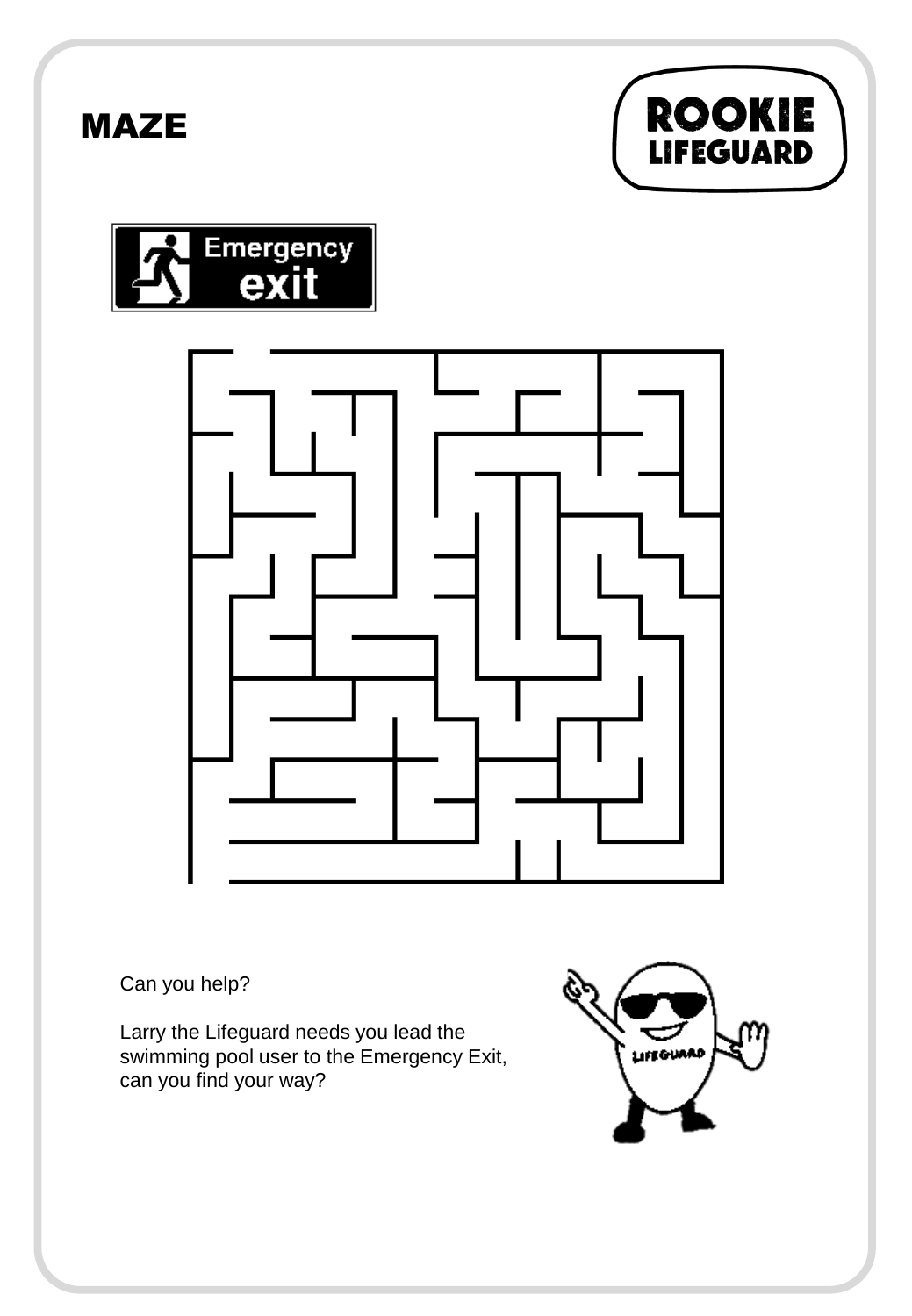# MAZE

ROOKIE LIFEGUARD

Emergency exit

Can you help?

Larry the Lifeguard needs you lead the swimming pool user to the Emergency Exit, can you find your way?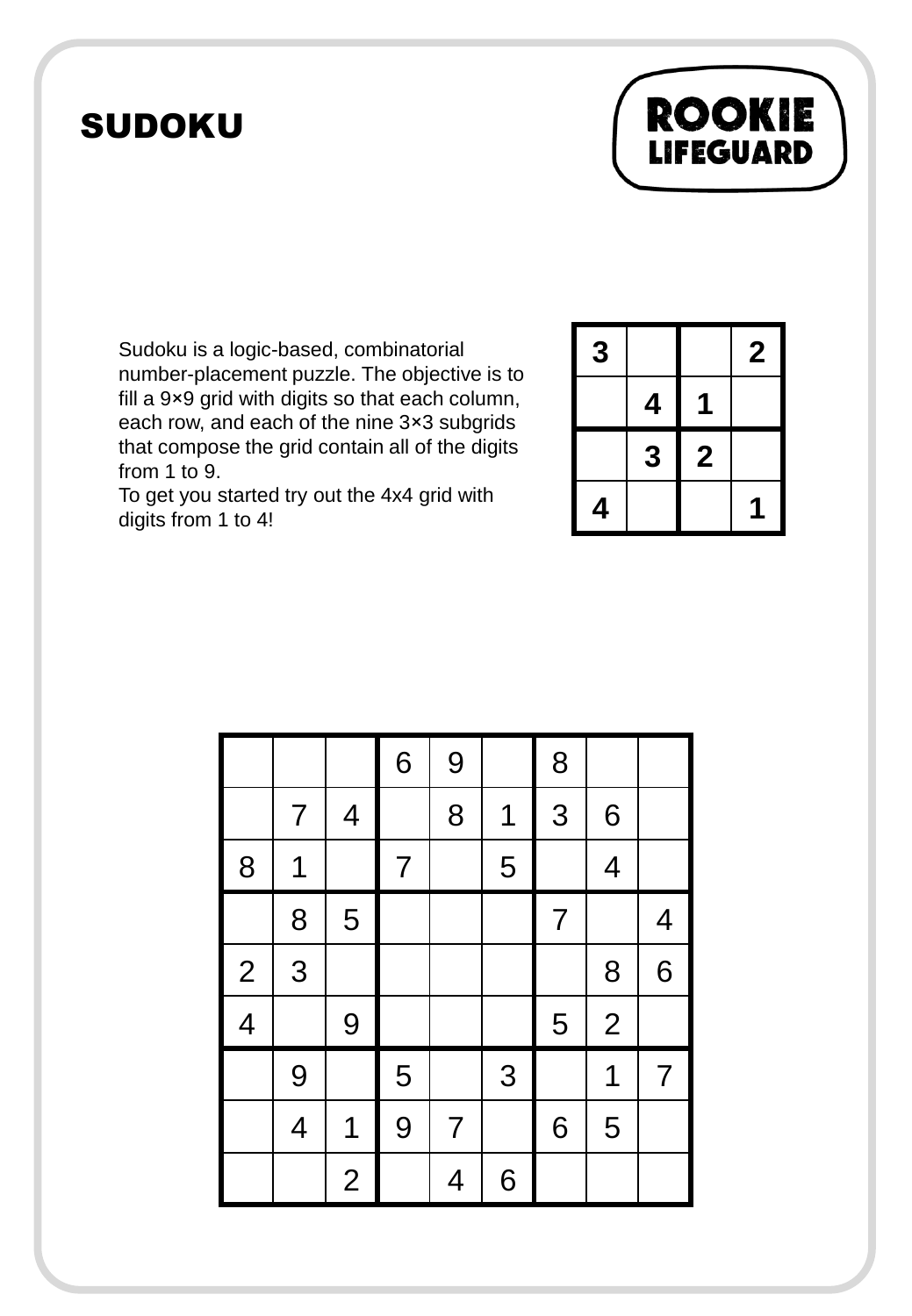# SUDOKU

ROOKIE LIFEGUARD

Sudoku is a logic-based, combinatorial number-placement puzzle. The objective is to fill a 9×9 grid with digits so that each column, each row, and each of the nine 3×3 subgrids that compose the grid contain all of the digits from 1 to 9.
To get you started try out the 4x4 grid with digits from 1 to 4!

| | | | |
|---|---|---|---|
| 3 | | | 2 |
| | 4 | 1 | |
| | 3 | 2 | |
| 4 | | | 1 |

| | | | | | | | | |
|---|---|---|---|---|---|---|---|---|
| | | | 6 | 9 | | 8 | | |
| | 7 | 4 | | 8 | 1 | 3 | 6 | |
| 8 | 1 | | 7 | | 5 | | 4 | |
| | 8 | 5 | | | | 7 | | 4 |
| 2 | 3 | | | | | | 8 | 6 |
| 4 | | 9 | | | | 5 | 2 | |
| | 9 | | 5 | | 3 | | 1 | 7 |
| | 4 | 1 | 9 | 7 | | 6 | 5 | |
| | | 2 | | 4 | 6 | | | |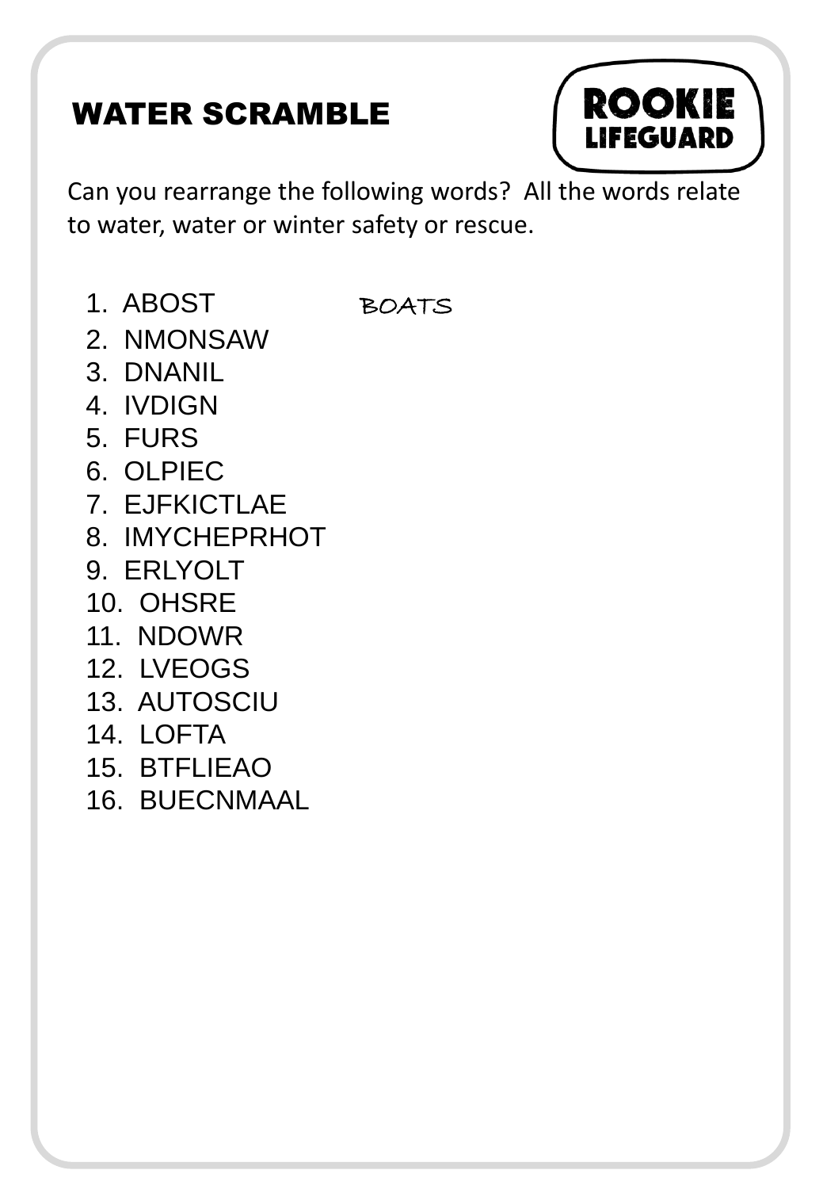## WATER SCRAMBLE

ROOKIE LIFEGUARD

Can you rearrange the following words? All the words relate to water, water or winter safety or rescue.

1. ABOST BOATS
2. NMONSAW
3. DNANIL
4. IVDIGN
5. FURS
6. OLPIEC
7. EJFKICTLAE
8. IMYCHEPRHOT
9. ERLYOLT
10. OHSRE
11. NDOWR
12. LVEOGS
13. AUTOSCIU
14. LOFTA
15. BTFLIEAO
16. BUECNMAAL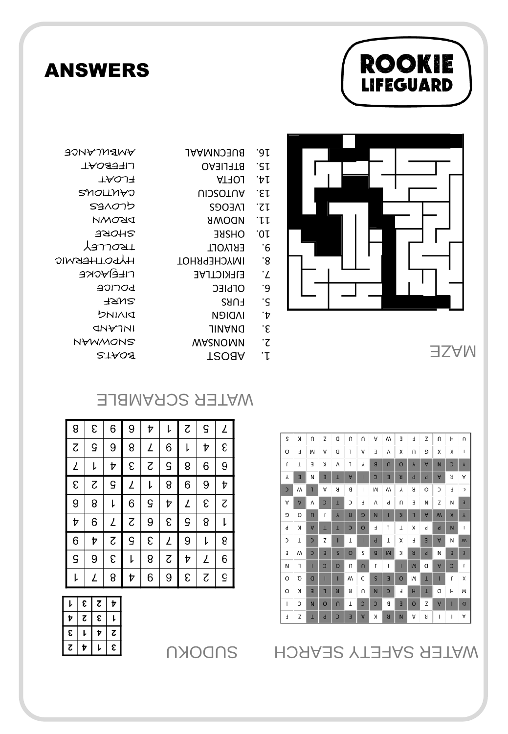# ANSWERS

**ROOKIE LIFEGUARD**

## MAZE

## WATER SCRAMBLE

| | Scrambled | Answer |
|---|---|---|
| 1. | ABOST | BOATS |
| 2. | NMONSAW | SNOWMAN |
| 3. | DNANIL | INLAND |
| 4. | IVDIGN | DIVING |
| 5. | FURS | SURF |
| 6. | OLPIEC | POLICE |
| 7. | EJFKICTLAE | LIFEJACKE |
| 8. | IMYCHEPRHOT | HYPOTHERMIC |
| 9. | ERLYOLT | TROLLEY |
| 10. | OHSRE | SHORE |
| 11. | NDOWR | DROWN |
| 12. | LVEOGS | GLOVES |
| 13. | AUTOSCIU | CAUTIOUS |
| 14. | LOFTA | FLOAT |
| 15. | BTFLIEAO | LIFEBOAT |
| 16. | BUECNMAAL | AMBULANCE |

## SUDOKU

| | | | | | | | | |
|---|---|---|---|---|---|---|---|---|
| 5 | 2 | 3 | 9 | 6 | 4 | 8 | 7 | 1 |
| 6 | 7 | 4 | 2 | 8 | 1 | 3 | 9 | 5 |
| 8 | 1 | 9 | 7 | 3 | 5 | 2 | 4 | 6 |
| 1 | 8 | 5 | 3 | 9 | 2 | 7 | 6 | 4 |
| 2 | 3 | 7 | 4 | 5 | 6 | 1 | 8 | 9 |
| 4 | 9 | 6 | 8 | 1 | 7 | 5 | 2 | 3 |
| 9 | 6 | 8 | 5 | 2 | 3 | 4 | 1 | 7 |
| 3 | 4 | 1 | 6 | 7 | 8 | 9 | 5 | 2 |
| 7 | 5 | 2 | 1 | 4 | 9 | 6 | 3 | 8 |

| | | | |
|---|---|---|---|
| 3 | 1 | 4 | 2 |
| 2 | 4 | 1 | 3 |
| 1 | 3 | 2 | 4 |
| 4 | 2 | 3 | 1 |

## WATER SAFETY SEARCH